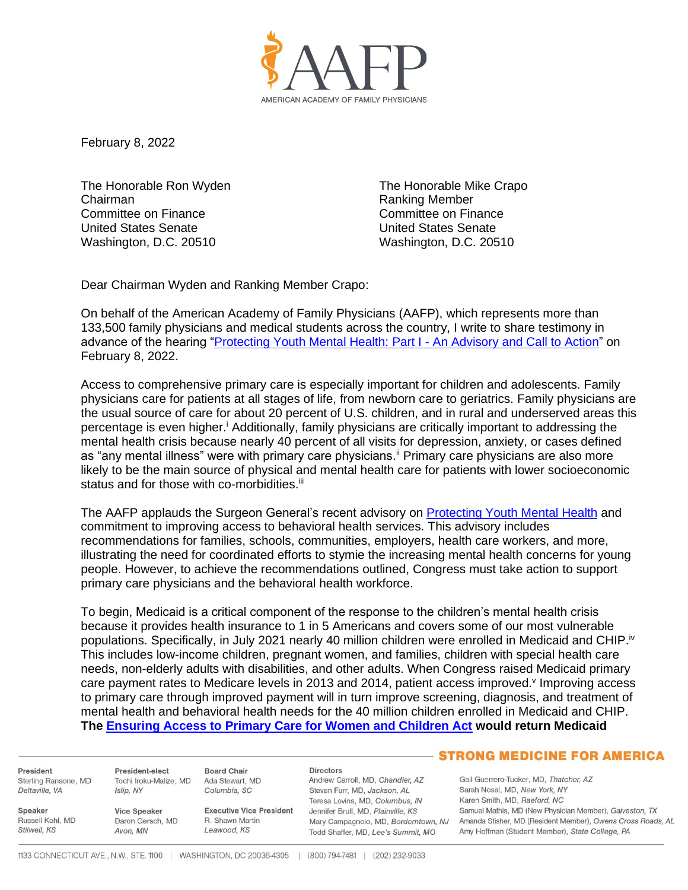February 8, 2022

The Honorable Ron Wyden
Chairman
Committee on Finance
United States Senate
Washington, D.C. 20510

The Honorable Mike Crapo
Ranking Member
Committee on Finance
United States Senate
Washington, D.C. 20510

Dear Chairman Wyden and Ranking Member Crapo:

On behalf of the American Academy of Family Physicians (AAFP), which represents more than 133,500 family physicians and medical students across the country, I write to share testimony in advance of the hearing "[Protecting Youth Mental Health: Part I - An Advisory and Call to Action]()" on February 8, 2022.

Access to comprehensive primary care is especially important for children and adolescents. Family physicians care for patients at all stages of life, from newborn care to geriatrics. Family physicians are the usual source of care for about 20 percent of U.S. children, and in rural and underserved areas this percentage is even higher.[i] Additionally, family physicians are critically important to addressing the mental health crisis because nearly 40 percent of all visits for depression, anxiety, or cases defined as "any mental illness" were with primary care physicians.[ii] Primary care physicians are also more likely to be the main source of physical and mental health care for patients with lower socioeconomic status and for those with co-morbidities.[iii]

The AAFP applauds the Surgeon General's recent advisory on [Protecting Youth Mental Health]() and commitment to improving access to behavioral health services. This advisory includes recommendations for families, schools, communities, employers, health care workers, and more, illustrating the need for coordinated efforts to stymie the increasing mental health concerns for young people. However, to achieve the recommendations outlined, Congress must take action to support primary care physicians and the behavioral health workforce.

To begin, Medicaid is a critical component of the response to the children's mental health crisis because it provides health insurance to 1 in 5 Americans and covers some of our most vulnerable populations. Specifically, in July 2021 nearly 40 million children were enrolled in Medicaid and CHIP.[iv] This includes low-income children, pregnant women, and families, children with special health care needs, non-elderly adults with disabilities, and other adults. When Congress raised Medicaid primary care payment rates to Medicare levels in 2013 and 2014, patient access improved.[v] Improving access to primary care through improved payment will in turn improve screening, diagnosis, and treatment of mental health and behavioral health needs for the 40 million children enrolled in Medicaid and CHIP. **The [Ensuring Access to Primary Care for Women and Children Act]() would return Medicaid**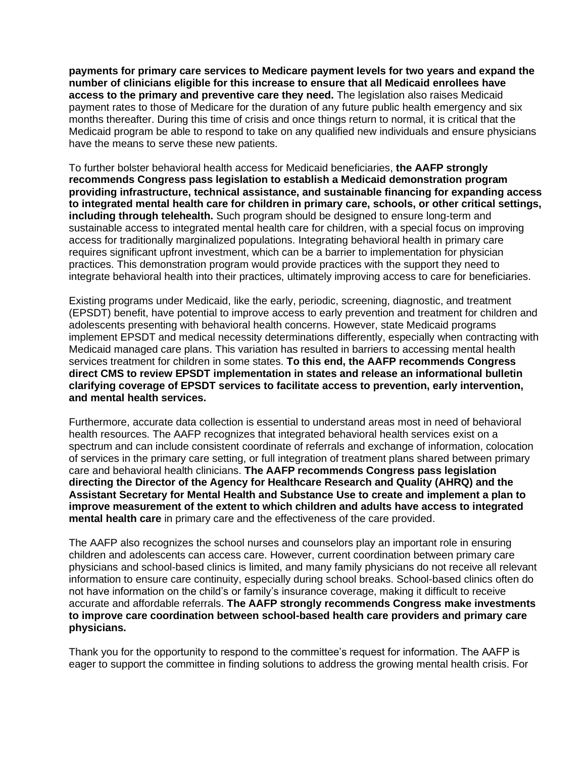**payments for primary care services to Medicare payment levels for two years and expand the number of clinicians eligible for this increase to ensure that all Medicaid enrollees have access to the primary and preventive care they need.** The legislation also raises Medicaid payment rates to those of Medicare for the duration of any future public health emergency and six months thereafter. During this time of crisis and once things return to normal, it is critical that the Medicaid program be able to respond to take on any qualified new individuals and ensure physicians have the means to serve these new patients.

To further bolster behavioral health access for Medicaid beneficiaries, **the AAFP strongly recommends Congress pass legislation to establish a Medicaid demonstration program providing infrastructure, technical assistance, and sustainable financing for expanding access to integrated mental health care for children in primary care, schools, or other critical settings, including through telehealth.** Such program should be designed to ensure long-term and sustainable access to integrated mental health care for children, with a special focus on improving access for traditionally marginalized populations. Integrating behavioral health in primary care requires significant upfront investment, which can be a barrier to implementation for physician practices. This demonstration program would provide practices with the support they need to integrate behavioral health into their practices, ultimately improving access to care for beneficiaries.

Existing programs under Medicaid, like the early, periodic, screening, diagnostic, and treatment (EPSDT) benefit, have potential to improve access to early prevention and treatment for children and adolescents presenting with behavioral health concerns. However, state Medicaid programs implement EPSDT and medical necessity determinations differently, especially when contracting with Medicaid managed care plans. This variation has resulted in barriers to accessing mental health services treatment for children in some states. **To this end, the AAFP recommends Congress direct CMS to review EPSDT implementation in states and release an informational bulletin clarifying coverage of EPSDT services to facilitate access to prevention, early intervention, and mental health services.**

Furthermore, accurate data collection is essential to understand areas most in need of behavioral health resources. The AAFP recognizes that integrated behavioral health services exist on a spectrum and can include consistent coordinate of referrals and exchange of information, colocation of services in the primary care setting, or full integration of treatment plans shared between primary care and behavioral health clinicians. **The AAFP recommends Congress pass legislation directing the Director of the Agency for Healthcare Research and Quality (AHRQ) and the Assistant Secretary for Mental Health and Substance Use to create and implement a plan to improve measurement of the extent to which children and adults have access to integrated mental health care** in primary care and the effectiveness of the care provided.

The AAFP also recognizes the school nurses and counselors play an important role in ensuring children and adolescents can access care. However, current coordination between primary care physicians and school-based clinics is limited, and many family physicians do not receive all relevant information to ensure care continuity, especially during school breaks. School-based clinics often do not have information on the child's or family's insurance coverage, making it difficult to receive accurate and affordable referrals. **The AAFP strongly recommends Congress make investments to improve care coordination between school-based health care providers and primary care physicians.**

Thank you for the opportunity to respond to the committee's request for information. The AAFP is eager to support the committee in finding solutions to address the growing mental health crisis. For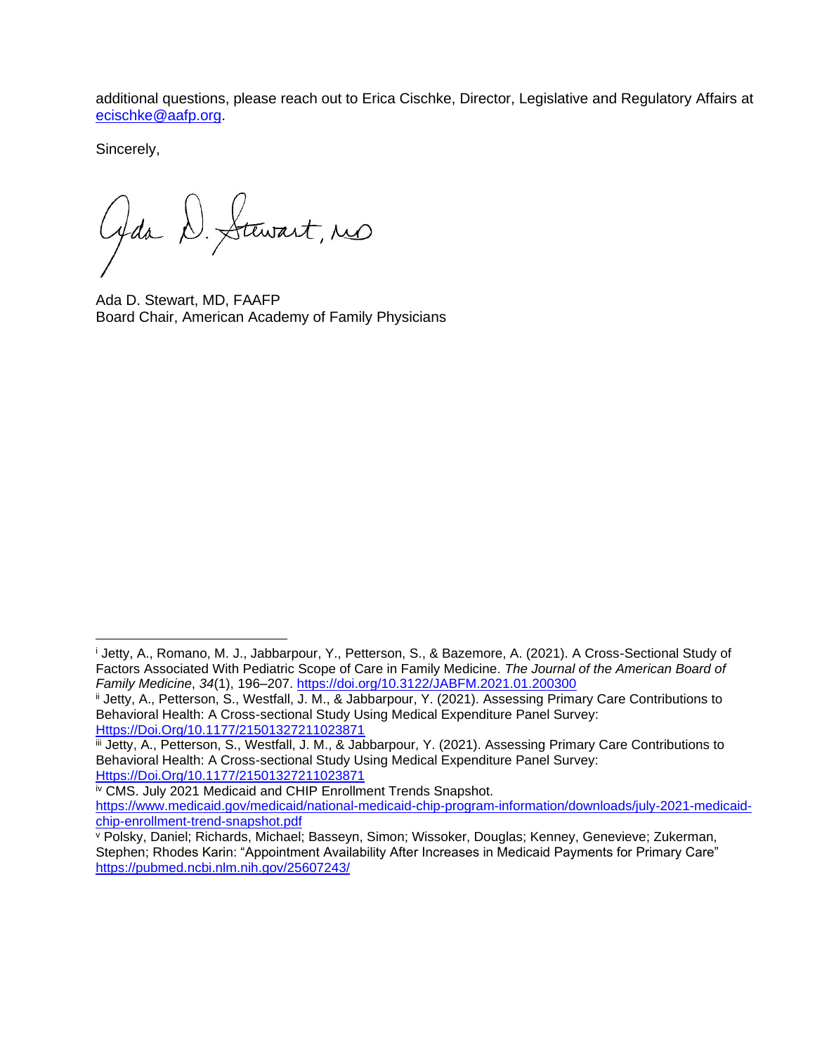additional questions, please reach out to Erica Cischke, Director, Legislative and Regulatory Affairs at ecischke@aafp.org.

Sincerely,

Ada D. Stewart, MD

Ada D. Stewart, MD, FAAFP
Board Chair, American Academy of Family Physicians

---

[i] Jetty, A., Romano, M. J., Jabbarpour, Y., Petterson, S., & Bazemore, A. (2021). A Cross-Sectional Study of Factors Associated With Pediatric Scope of Care in Family Medicine. *The Journal of the American Board of Family Medicine*, *34*(1), 196–207. https://doi.org/10.3122/JABFM.2021.01.200300

[ii] Jetty, A., Petterson, S., Westfall, J. M., & Jabbarpour, Y. (2021). Assessing Primary Care Contributions to Behavioral Health: A Cross-sectional Study Using Medical Expenditure Panel Survey: Https://Doi.Org/10.1177/21501327211023871

[iii] Jetty, A., Petterson, S., Westfall, J. M., & Jabbarpour, Y. (2021). Assessing Primary Care Contributions to Behavioral Health: A Cross-sectional Study Using Medical Expenditure Panel Survey: Https://Doi.Org/10.1177/21501327211023871

[iv] CMS. July 2021 Medicaid and CHIP Enrollment Trends Snapshot. https://www.medicaid.gov/medicaid/national-medicaid-chip-program-information/downloads/july-2021-medicaid-chip-enrollment-trend-snapshot.pdf

[v] Polsky, Daniel; Richards, Michael; Basseyn, Simon; Wissoker, Douglas; Kenney, Genevieve; Zukerman, Stephen; Rhodes Karin: "Appointment Availability After Increases in Medicaid Payments for Primary Care" https://pubmed.ncbi.nlm.nih.gov/25607243/